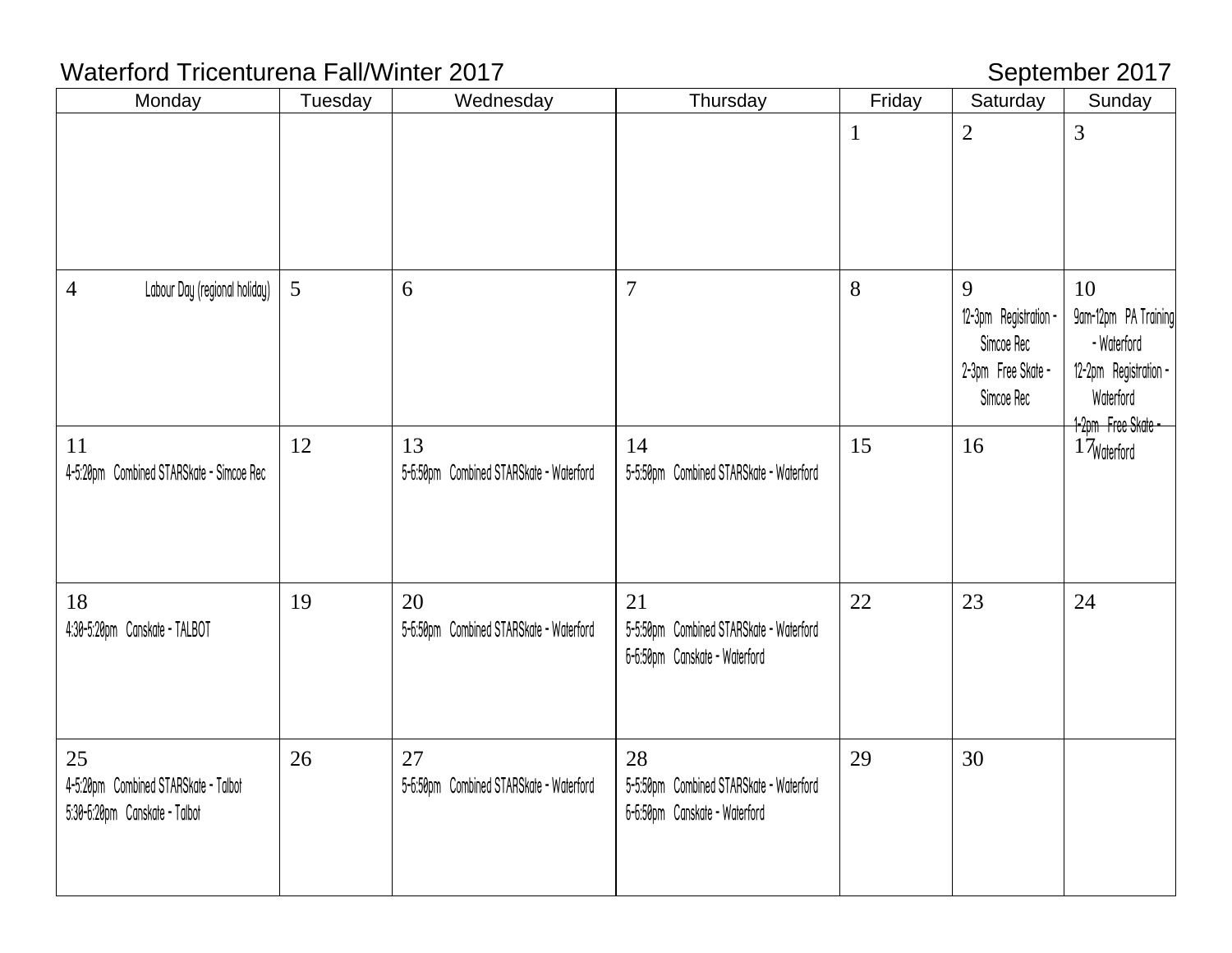Waterford Tricenturena Fall/Winter 2017 — September 2017

| Monday | Tuesday | Wednesday | Thursday | Friday | Saturday | Sunday |
|---|---|---|---|---|---|---|
| | | | | 1 | 2 | 3 |
| 4 Labour Day (regional holiday) | 5 | 6 | 7 | 8 | 9<br>12-3pm Registration - Simcoe Rec<br>2-3pm Free Skate - Simcoe Rec | 10<br>9am-12pm PA Training - Waterford<br>12-2pm Registration - Waterford<br>1-2pm Free Skate - Waterford |
| 11<br>4-5:20pm Combined STARSkate - Simcoe Rec | 12 | 13<br>5-6:50pm Combined STARSkate - Waterford | 14<br>5-5:50pm Combined STARSkate - Waterford | 15 | 16 | 17 |
| 18<br>4:30-5:20pm Canskate - TALBOT | 19 | 20<br>5-6:50pm Combined STARSkate - Waterford | 21<br>5-5:50pm Combined STARSkate - Waterford<br>6-6:50pm Canskate - Waterford | 22 | 23 | 24 |
| 25<br>4-5:20pm Combined STARSkate - Talbot<br>5:30-6:20pm Canskate - Talbot | 26 | 27<br>5-6:50pm Combined STARSkate - Waterford | 28<br>5-5:50pm Combined STARSkate - Waterford<br>6-6:50pm Canskate - Waterford | 29 | 30 | |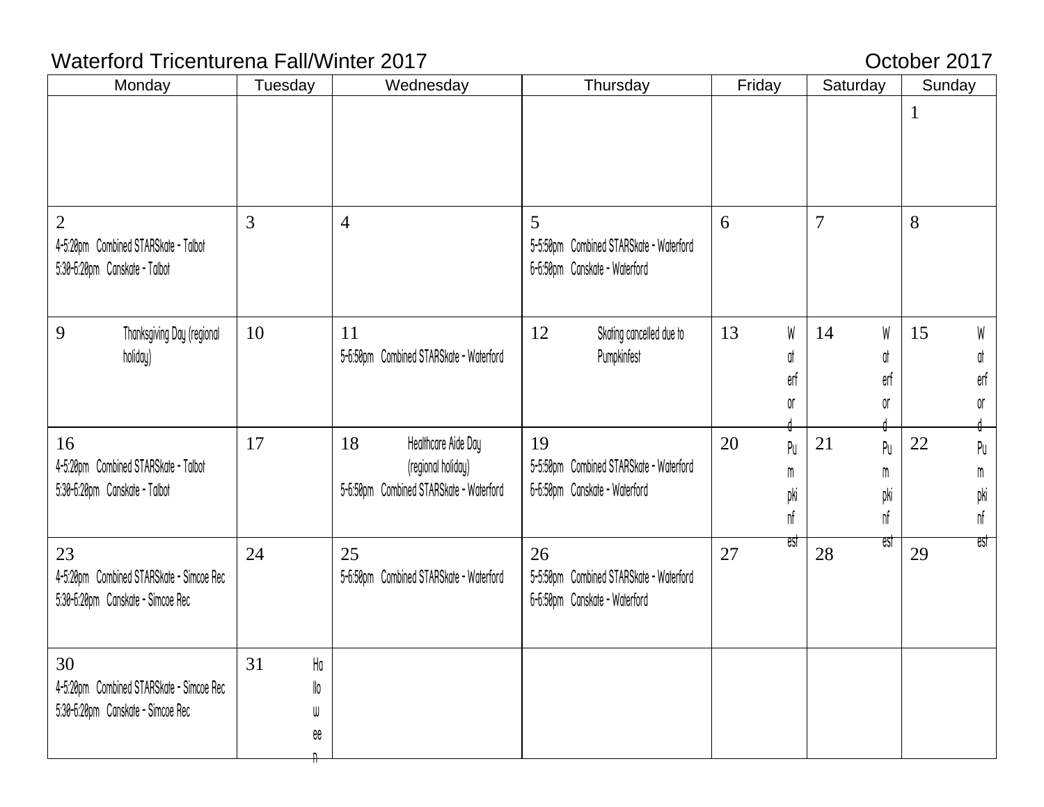Waterford Tricenturena Fall/Winter 2017

October 2017

| Monday | Tuesday | Wednesday | Thursday | Friday | Saturday | Sunday |
|---|---|---|---|---|---|---|
| | | | | | | 1 |
| 2<br>4-5:20pm Combined STARSkate - Talbot<br>5:30-6:20pm Canskate - Talbot | 3 | 4 | 5<br>5-5:50pm Combined STARSkate - Waterford<br>6-6:50pm Canskate - Waterford | 6 | 7 | 8 |
| 9 Thanksgiving Day (regional holiday) | 10 | 11<br>5-6:50pm Combined STARSkate - Waterford | 12 Skating cancelled due to Pumpkinfest | 13 Waterford Pumpkinfest | 14 Waterford Pumpkinfest | 15 Waterford Pumpkinfest |
| 16<br>4-5:20pm Combined STARSkate - Talbot<br>5:30-6:20pm Canskate - Talbot | 17 | 18 Healthcare Aide Day (regional holiday)<br>5-6:50pm Combined STARSkate - Waterford | 19<br>5-5:50pm Combined STARSkate - Waterford<br>6-6:50pm Canskate - Waterford | 20 | 21 | 22 |
| 23<br>4-5:20pm Combined STARSkate - Simcoe Rec<br>5:30-6:20pm Canskate - Simcoe Rec | 24 | 25<br>5-6:50pm Combined STARSkate - Waterford | 26<br>5-5:50pm Combined STARSkate - Waterford<br>6-6:50pm Canskate - Waterford | 27 | 28 | 29 |
| 30<br>4-5:20pm Combined STARSkate - Simcoe Rec<br>5:30-6:20pm Canskate - Simcoe Rec | 31 Halloween | | | | | |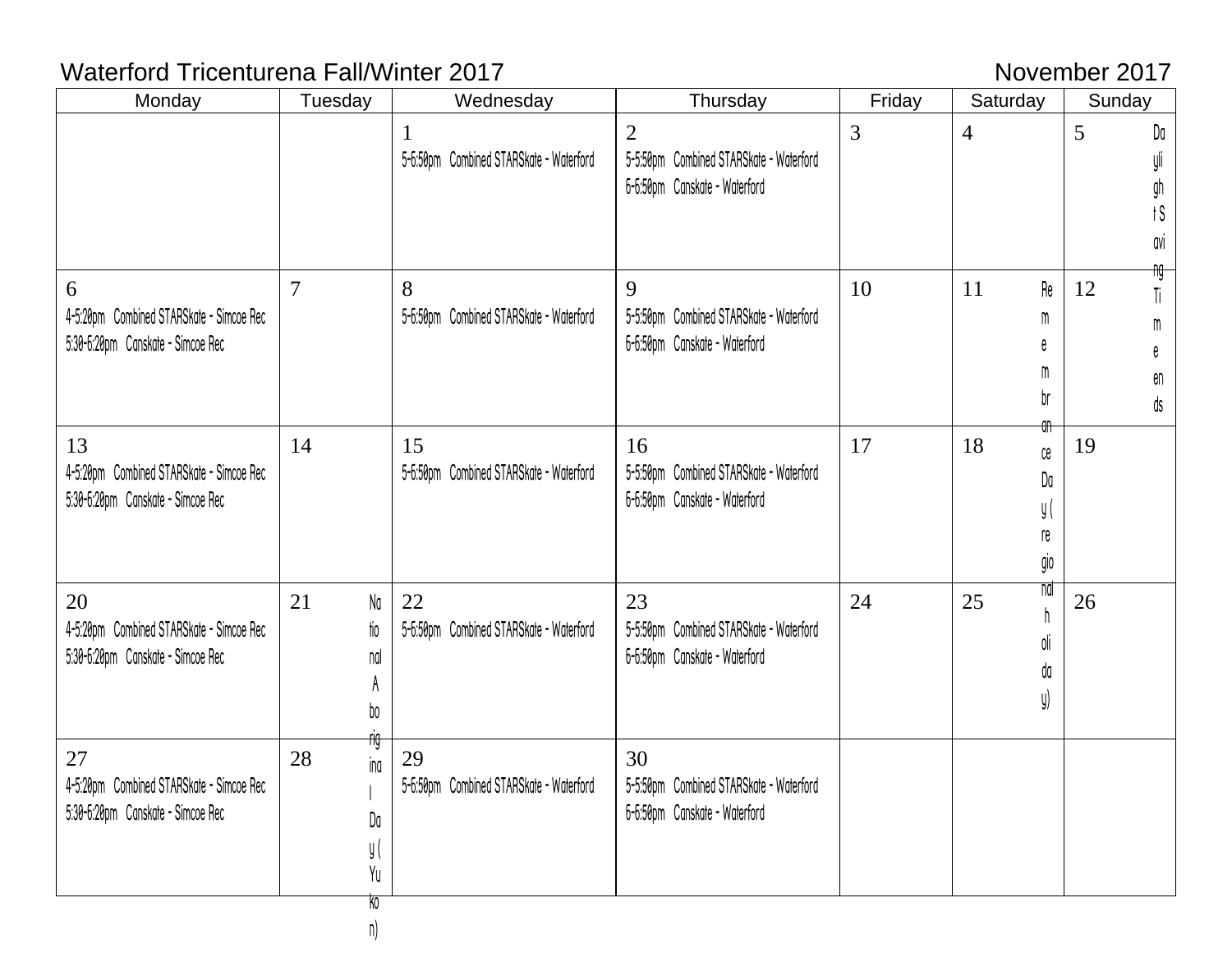Waterford Tricenturena Fall/Winter 2017 — November 2017

| Monday | Tuesday | Wednesday | Thursday | Friday | Saturday | Sunday |
|---|---|---|---|---|---|---|
| | | 1<br>5-6:50pm Combined STARSkate - Waterford | 2<br>5-5:50pm Combined STARSkate - Waterford<br>6-6:50pm Canskate - Waterford | 3 | 4 | 5 Daylight Saving Time ends |
| 6<br>4-5:20pm Combined STARSkate - Simcoe Rec<br>5:30-6:20pm Canskate - Simcoe Rec | 7 | 8<br>5-6:50pm Combined STARSkate - Waterford | 9<br>5-5:50pm Combined STARSkate - Waterford<br>6-6:50pm Canskate - Waterford | 10 | 11 Remembrance Day (regional holiday) | 12 |
| 13<br>4-5:20pm Combined STARSkate - Simcoe Rec<br>5:30-6:20pm Canskate - Simcoe Rec | 14 | 15<br>5-6:50pm Combined STARSkate - Waterford | 16<br>5-5:50pm Combined STARSkate - Waterford<br>6-6:50pm Canskate - Waterford | 17 | 18 | 19 |
| 20<br>4-5:20pm Combined STARSkate - Simcoe Rec<br>5:30-6:20pm Canskate - Simcoe Rec | 21 National Aboriginal Day (Yukon) | 22<br>5-6:50pm Combined STARSkate - Waterford | 23<br>5-5:50pm Combined STARSkate - Waterford<br>6-6:50pm Canskate - Waterford | 24 | 25 | 26 |
| 27<br>4-5:20pm Combined STARSkate - Simcoe Rec<br>5:30-6:20pm Canskate - Simcoe Rec | 28 | 29<br>5-6:50pm Combined STARSkate - Waterford | 30<br>5-5:50pm Combined STARSkate - Waterford<br>6-6:50pm Canskate - Waterford | | | |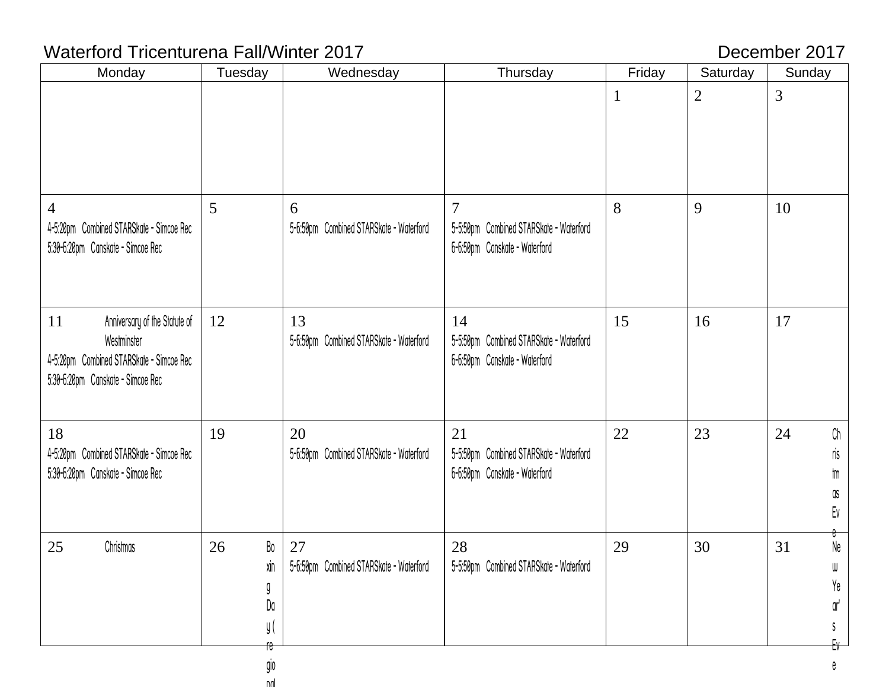Waterford Tricenturena Fall/Winter 2017 — December 2017

| Monday | Tuesday | Wednesday | Thursday | Friday | Saturday | Sunday |
|---|---|---|---|---|---|---|
| | | | | 1 | 2 | 3 |
| 4<br>4-5:20pm Combined STARSkate - Simcoe Rec<br>5:30-6:20pm Canskate - Simcoe Rec | 5 | 6<br>5-6:50pm Combined STARSkate - Waterford | 7<br>5-5:50pm Combined STARSkate - Waterford<br>6-6:50pm Canskate - Waterford | 8 | 9 | 10 |
| 11 Anniversary of the Statute of Westminster<br>4-5:20pm Combined STARSkate - Simcoe Rec<br>5:30-6:20pm Canskate - Simcoe Rec | 12 | 13<br>5-6:50pm Combined STARSkate - Waterford | 14<br>5-5:50pm Combined STARSkate - Waterford<br>6-6:50pm Canskate - Waterford | 15 | 16 | 17 |
| 18<br>4-5:20pm Combined STARSkate - Simcoe Rec<br>5:30-6:20pm Canskate - Simcoe Rec | 19 | 20<br>5-6:50pm Combined STARSkate - Waterford | 21<br>5-5:50pm Combined STARSkate - Waterford<br>6-6:50pm Canskate - Waterford | 22 | 23 | 24 Christmas Eve |
| 25 Christmas | 26 Boxing Day (regional | 27<br>5-6:50pm Combined STARSkate - Waterford | 28<br>5-5:50pm Combined STARSkate - Waterford | 29 | 30 | 31 New Year's Eve |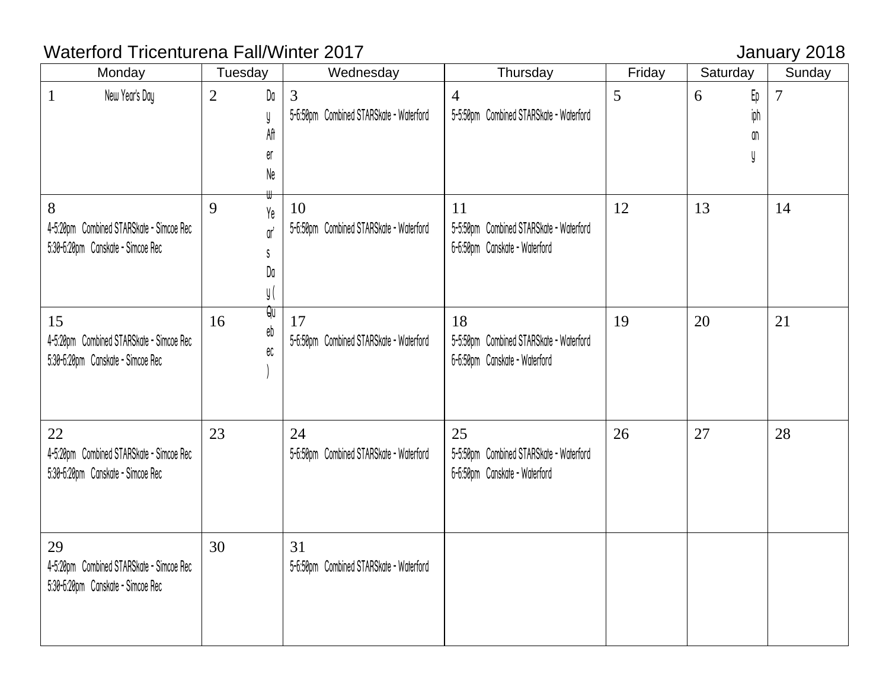Waterford Tricenturena Fall/Winter 2017 — January 2018

| Monday | Tuesday | Wednesday | Thursday | Friday | Saturday | Sunday |
|---|---|---|---|---|---|---|
| 1 New Year's Day | 2 Day After New Year's Day (Quebec) | 3 5-6:50pm Combined STARSkate - Waterford | 4 5-5:50pm Combined STARSkate - Waterford | 5 | 6 Epiphany | 7 |
| 8 4-5:20pm Combined STARSkate - Simcoe Rec 5:30-6:20pm Canskate - Simcoe Rec | 9 | 10 5-6:50pm Combined STARSkate - Waterford | 11 5-5:50pm Combined STARSkate - Waterford 6-6:50pm Canskate - Waterford | 12 | 13 | 14 |
| 15 4-5:20pm Combined STARSkate - Simcoe Rec 5:30-6:20pm Canskate - Simcoe Rec | 16 | 17 5-6:50pm Combined STARSkate - Waterford | 18 5-5:50pm Combined STARSkate - Waterford 6-6:50pm Canskate - Waterford | 19 | 20 | 21 |
| 22 4-5:20pm Combined STARSkate - Simcoe Rec 5:30-6:20pm Canskate - Simcoe Rec | 23 | 24 5-6:50pm Combined STARSkate - Waterford | 25 5-5:50pm Combined STARSkate - Waterford 6-6:50pm Canskate - Waterford | 26 | 27 | 28 |
| 29 4-5:20pm Combined STARSkate - Simcoe Rec 5:30-6:20pm Canskate - Simcoe Rec | 30 | 31 5-6:50pm Combined STARSkate - Waterford | | | | |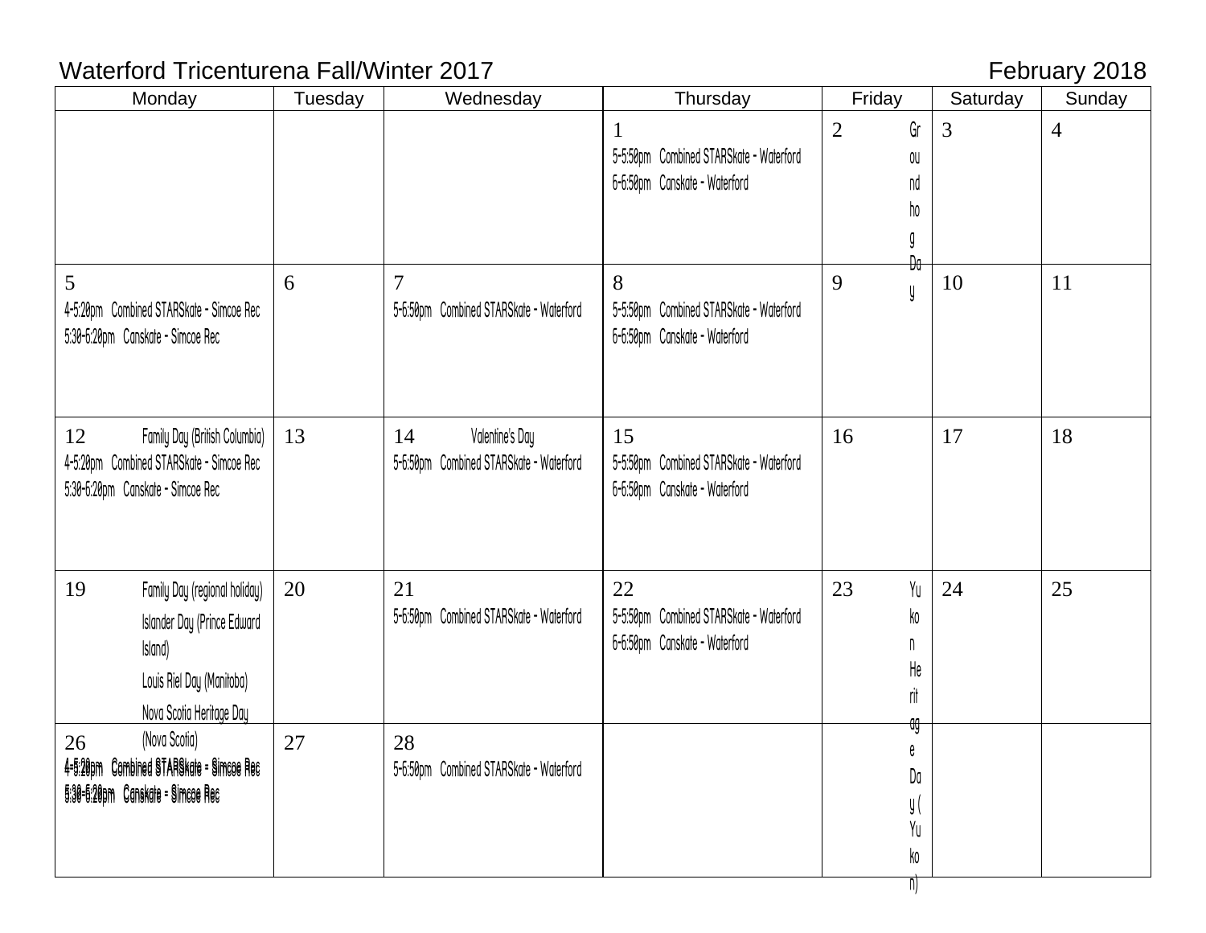Waterford Tricenturena Fall/Winter 2017 — February 2018

| Monday | Tuesday | Wednesday | Thursday | Friday | Saturday | Sunday |
| --- | --- | --- | --- | --- | --- | --- |
| | | | 1<br>5-5:50pm Combined STARSkate - Waterford<br>6-6:50pm Canskate - Waterford | 2 Groundhog Day | 3 | 4 |
| 5<br>4-5:20pm Combined STARSkate - Simcoe Rec<br>5:30-6:20pm Canskate - Simcoe Rec | 6 | 7<br>5-6:50pm Combined STARSkate - Waterford | 8<br>5-5:50pm Combined STARSkate - Waterford<br>6-6:50pm Canskate - Waterford | 9 | 10 | 11 |
| 12 Family Day (British Columbia)<br>4-5:20pm Combined STARSkate - Simcoe Rec<br>5:30-6:20pm Canskate - Simcoe Rec | 13 | 14 Valentine's Day<br>5-6:50pm Combined STARSkate - Waterford | 15<br>5-5:50pm Combined STARSkate - Waterford<br>6-6:50pm Canskate - Waterford | 16 | 17 | 18 |
| 19 Family Day (regional holiday)<br>Islander Day (Prince Edward Island)<br>Louis Riel Day (Manitoba)<br>Nova Scotia Heritage Day (Nova Scotia) | 20 | 21<br>5-6:50pm Combined STARSkate - Waterford | 22<br>5-5:50pm Combined STARSkate - Waterford<br>6-6:50pm Canskate - Waterford | 23 Yukon Heritage Day (Yukon) | 24 | 25 |
| 26<br>4-5:20pm Combined STARSkate - Simcoe Rec<br>5:30-6:20pm Canskate - Simcoe Rec | 27 | 28<br>5-6:50pm Combined STARSkate - Waterford | | | | |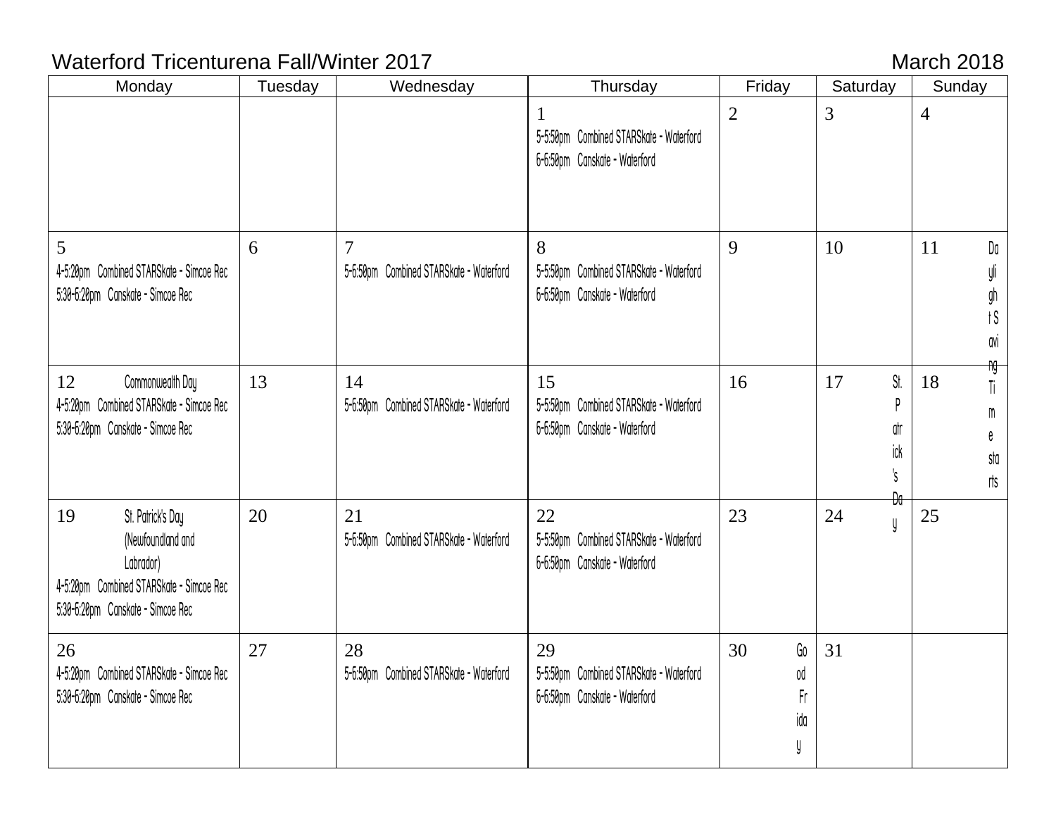Waterford Tricenturena Fall/Winter 2017 — March 2018

| Monday | Tuesday | Wednesday | Thursday | Friday | Saturday | Sunday |
|---|---|---|---|---|---|---|
| | | | 1<br>5-5:50pm Combined STARSkate - Waterford<br>6-6:50pm Canskate - Waterford | 2 | 3 | 4 |
| 5<br>4-5:20pm Combined STARSkate - Simcoe Rec<br>5:30-6:20pm Canskate - Simcoe Rec | 6 | 7<br>5-6:50pm Combined STARSkate - Waterford | 8<br>5-5:50pm Combined STARSkate - Waterford<br>6-6:50pm Canskate - Waterford | 9 | 10 | 11 Daylight Saving Time starts |
| 12 Commonwealth Day<br>4-5:20pm Combined STARSkate - Simcoe Rec<br>5:30-6:20pm Canskate - Simcoe Rec | 13 | 14<br>5-6:50pm Combined STARSkate - Waterford | 15<br>5-5:50pm Combined STARSkate - Waterford<br>6-6:50pm Canskate - Waterford | 16 | 17 St. Patrick's Day | 18 |
| 19 St. Patrick's Day (Newfoundland and Labrador)<br>4-5:20pm Combined STARSkate - Simcoe Rec<br>5:30-6:20pm Canskate - Simcoe Rec | 20 | 21<br>5-6:50pm Combined STARSkate - Waterford | 22<br>5-5:50pm Combined STARSkate - Waterford<br>6-6:50pm Canskate - Waterford | 23 | 24 | 25 |
| 26<br>4-5:20pm Combined STARSkate - Simcoe Rec<br>5:30-6:20pm Canskate - Simcoe Rec | 27 | 28<br>5-6:50pm Combined STARSkate - Waterford | 29<br>5-5:50pm Combined STARSkate - Waterford<br>6-6:50pm Canskate - Waterford | 30 Good Friday | 31 | |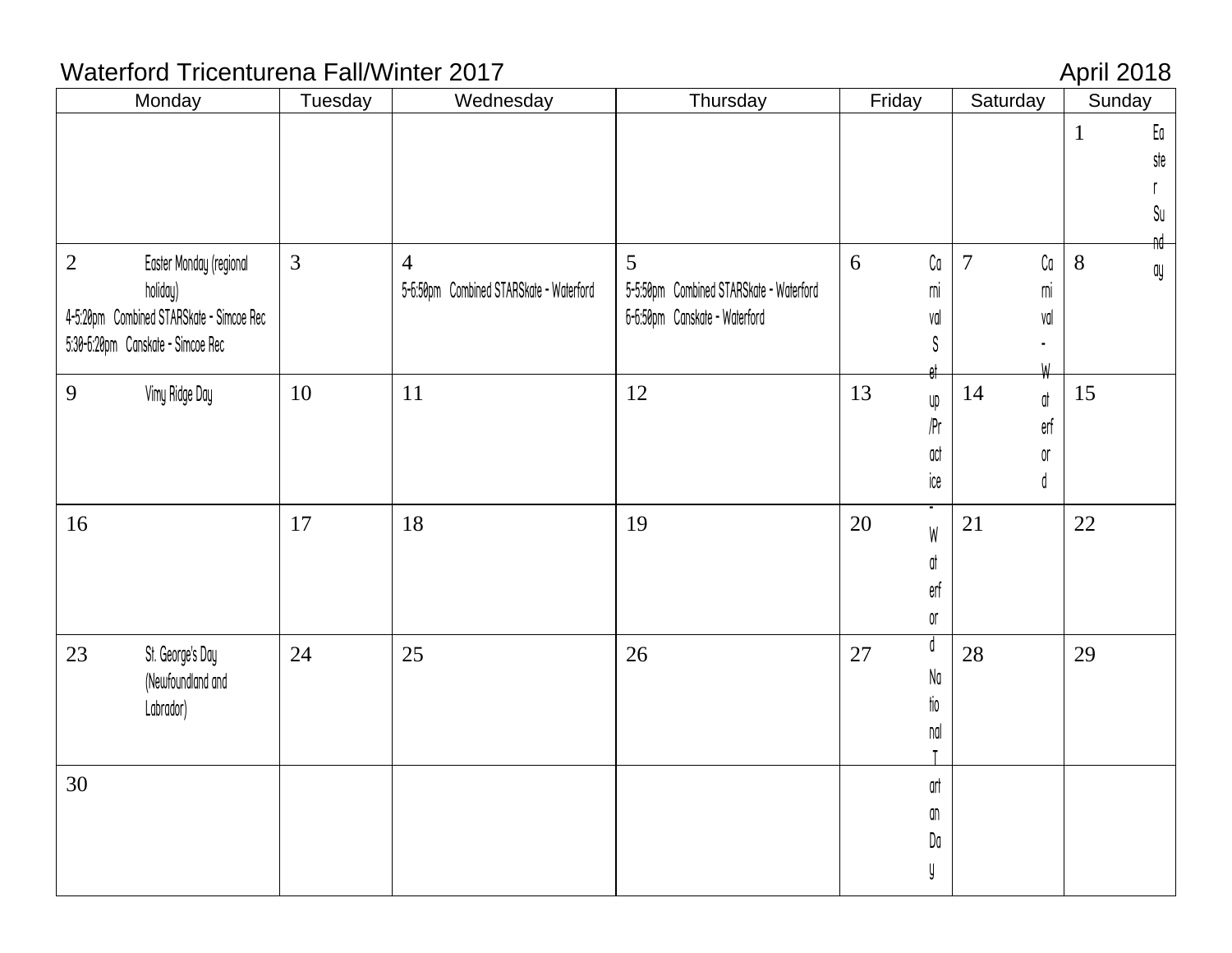Waterford Tricenturena Fall/Winter 2017 — April 2018

| Monday | Tuesday | Wednesday | Thursday | Friday | Saturday | Sunday |
| --- | --- | --- | --- | --- | --- | --- |
| | | | | | | 1 Easter Sunday |
| 2 Easter Monday (regional holiday) 4-5:20pm Combined STARSkate - Simcoe Rec 5:30-6:20pm Canskate - Simcoe Rec | 3 | 4 5-5:50pm Combined STARSkate - Waterford | 5 5-5:50pm Combined STARSkate - Waterford 6-6:50pm Canskate - Waterford | 6 Carnival Set up/Practice - Waterford National Tartan Day | 7 Carnival - Waterford | 8 |
| 9 Vimy Ridge Day | 10 | 11 | 12 | 13 | 14 | 15 |
| 16 | 17 | 18 | 19 | 20 | 21 | 22 |
| 23 St. George's Day (Newfoundland and Labrador) | 24 | 25 | 26 | 27 | 28 | 29 |
| 30 | | | | | | |